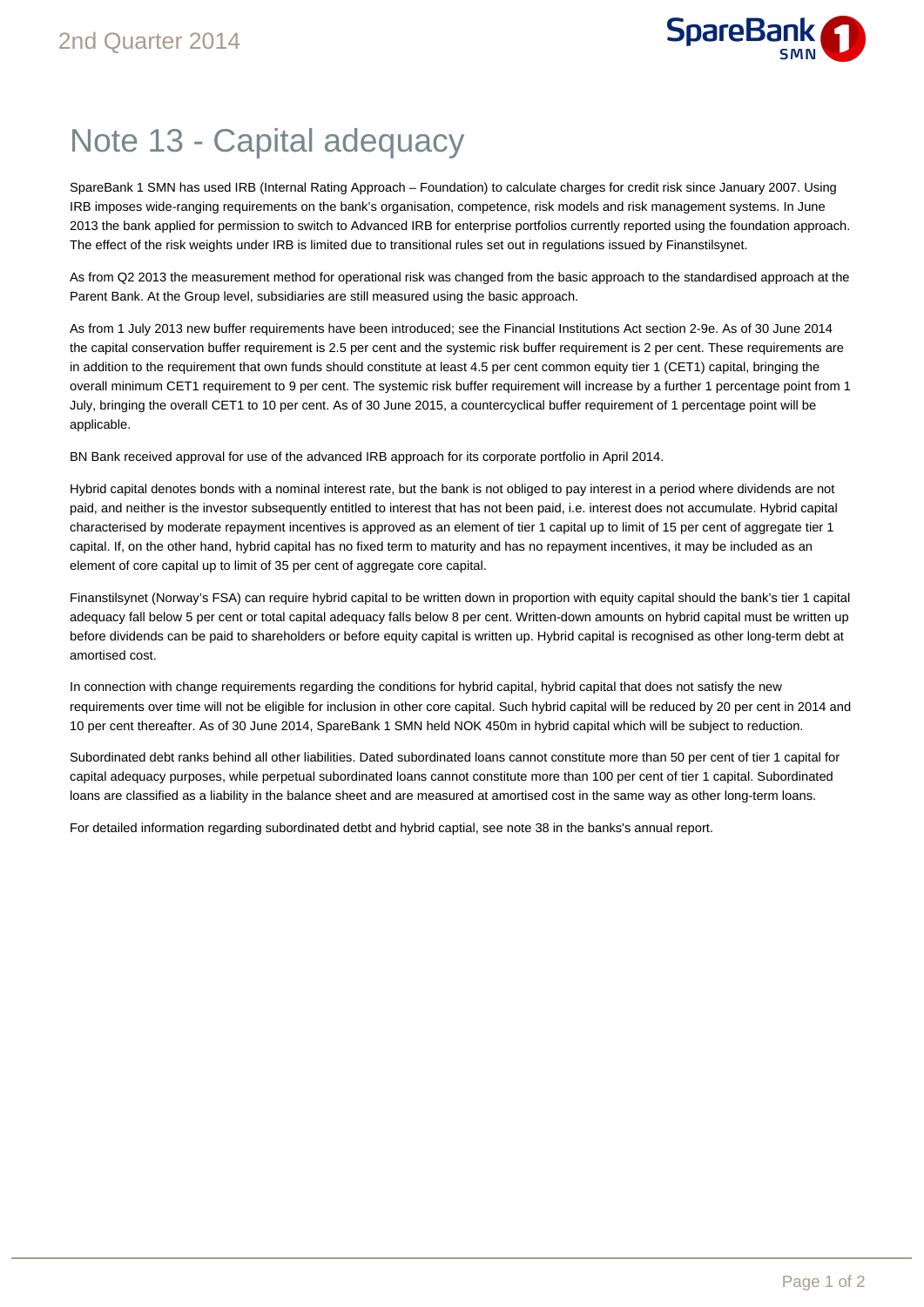# Note 13 - Capital adequacy

SpareBank 1 SMN has used IRB (Internal Rating Approach – Foundation) to calculate charges for credit risk since January 2007. Using IRB imposes wide-ranging requirements on the bank's organisation, competence, risk models and risk management systems. In June 2013 the bank applied for permission to switch to Advanced IRB for enterprise portfolios currently reported using the foundation approach. The effect of the risk weights under IRB is limited due to transitional rules set out in regulations issued by Finanstilsynet.

As from Q2 2013 the measurement method for operational risk was changed from the basic approach to the standardised approach at the Parent Bank. At the Group level, subsidiaries are still measured using the basic approach.

As from 1 July 2013 new buffer requirements have been introduced; see the Financial Institutions Act section 2-9e. As of 30 June 2014 the capital conservation buffer requirement is 2.5 per cent and the systemic risk buffer requirement is 2 per cent. These requirements are in addition to the requirement that own funds should constitute at least 4.5 per cent common equity tier 1 (CET1) capital, bringing the overall minimum CET1 requirement to 9 per cent. The systemic risk buffer requirement will increase by a further 1 percentage point from 1 July, bringing the overall CET1 to 10 per cent. As of 30 June 2015, a countercyclical buffer requirement of 1 percentage point will be applicable.

BN Bank received approval for use of the advanced IRB approach for its corporate portfolio in April 2014.

Hybrid capital denotes bonds with a nominal interest rate, but the bank is not obliged to pay interest in a period where dividends are not paid, and neither is the investor subsequently entitled to interest that has not been paid, i.e. interest does not accumulate. Hybrid capital characterised by moderate repayment incentives is approved as an element of tier 1 capital up to limit of 15 per cent of aggregate tier 1 capital. If, on the other hand, hybrid capital has no fixed term to maturity and has no repayment incentives, it may be included as an element of core capital up to limit of 35 per cent of aggregate core capital.

Finanstilsynet (Norway's FSA) can require hybrid capital to be written down in proportion with equity capital should the bank's tier 1 capital adequacy fall below 5 per cent or total capital adequacy falls below 8 per cent. Written-down amounts on hybrid capital must be written up before dividends can be paid to shareholders or before equity capital is written up. Hybrid capital is recognised as other long-term debt at amortised cost.

In connection with change requirements regarding the conditions for hybrid capital, hybrid capital that does not satisfy the new requirements over time will not be eligible for inclusion in other core capital. Such hybrid capital will be reduced by 20 per cent in 2014 and 10 per cent thereafter. As of 30 June 2014, SpareBank 1 SMN held NOK 450m in hybrid capital which will be subject to reduction.

Subordinated debt ranks behind all other liabilities. Dated subordinated loans cannot constitute more than 50 per cent of tier 1 capital for capital adequacy purposes, while perpetual subordinated loans cannot constitute more than 100 per cent of tier 1 capital. Subordinated loans are classified as a liability in the balance sheet and are measured at amortised cost in the same way as other long-term loans.

For detailed information regarding subordinated detbt and hybrid captial, see note 38 in the banks's annual report.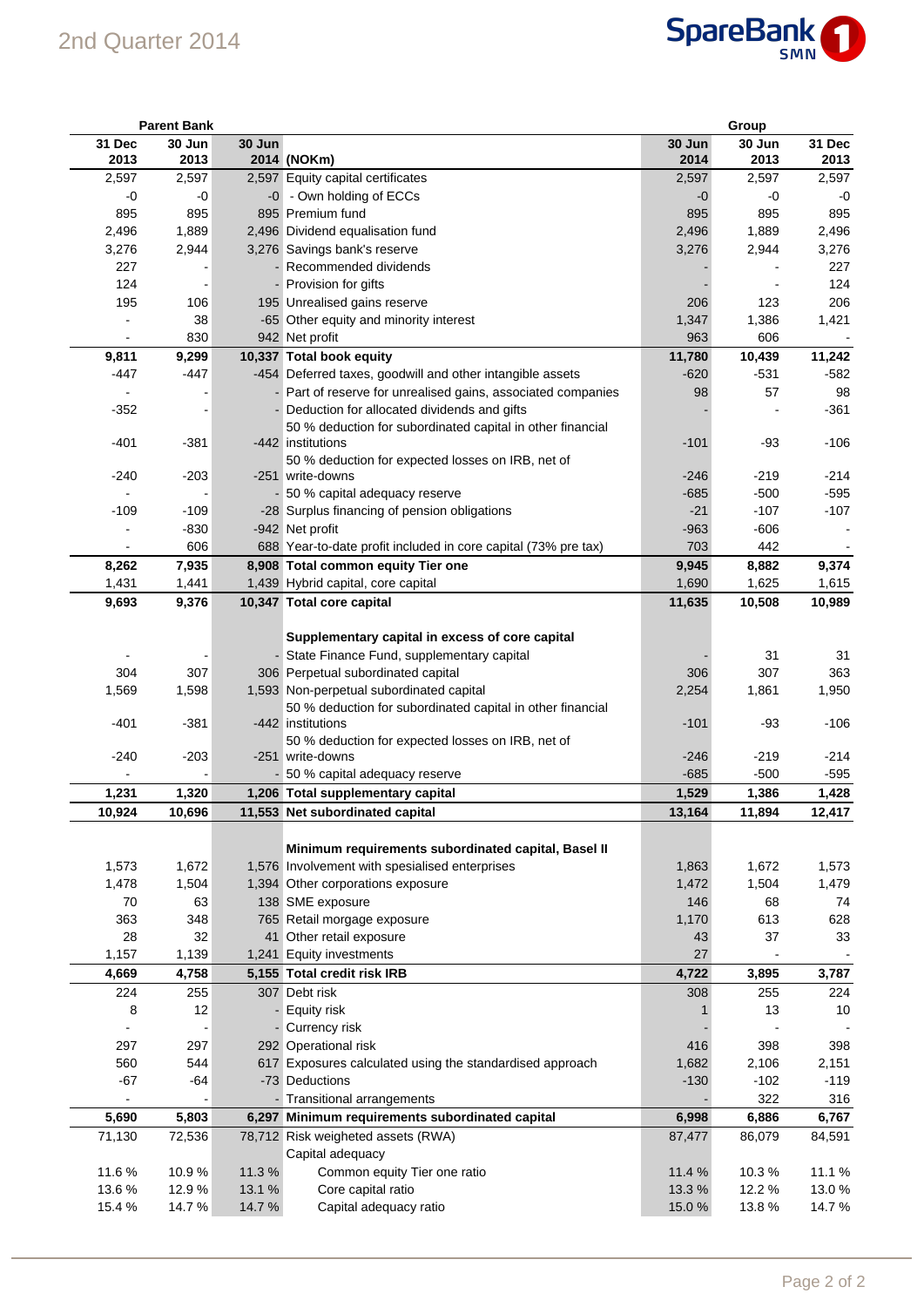| Parent Bank | | | | Group | | |
|---|---|---|---|---|---|---|
| 31 Dec 2013 | 30 Jun 2013 | 30 Jun 2014 | (NOKm) | 30 Jun 2014 | 30 Jun 2013 | 31 Dec 2013 |
| 2,597 | 2,597 | 2,597 | Equity capital certificates | 2,597 | 2,597 | 2,597 |
| -0 | -0 | -0 | - Own holding of ECCs | -0 | -0 | -0 |
| 895 | 895 | 895 | Premium fund | 895 | 895 | 895 |
| 2,496 | 1,889 | 2,496 | Dividend equalisation fund | 2,496 | 1,889 | 2,496 |
| 3,276 | 2,944 | 3,276 | Savings bank's reserve | 3,276 | 2,944 | 3,276 |
| 227 | - | - | Recommended dividends | - | - | 227 |
| 124 | - | - | Provision for gifts | - | - | 124 |
| 195 | 106 | 195 | Unrealised gains reserve | 206 | 123 | 206 |
| - | 38 | -65 | Other equity and minority interest | 1,347 | 1,386 | 1,421 |
| - | 830 | 942 | Net profit | 963 | 606 | - |
| **9,811** | **9,299** | **10,337** | **Total book equity** | **11,780** | **10,439** | **11,242** |
| -447 | -447 | -454 | Deferred taxes, goodwill and other intangible assets | -620 | -531 | -582 |
| - | - | - | Part of reserve for unrealised gains, associated companies | 98 | 57 | 98 |
| -352 | - | - | Deduction for allocated dividends and gifts | - | - | -361 |
| -401 | -381 | -442 | 50 % deduction for subordinated capital in other financial institutions | -101 | -93 | -106 |
| -240 | -203 | -251 | 50 % deduction for expected losses on IRB, net of write-downs | -246 | -219 | -214 |
| - | - | - | 50 % capital adequacy reserve | -685 | -500 | -595 |
| -109 | -109 | -28 | Surplus financing of pension obligations | -21 | -107 | -107 |
| - | -830 | -942 | Net profit | -963 | -606 | - |
| - | 606 | 688 | Year-to-date profit included in core capital (73% pre tax) | 703 | 442 | - |
| **8,262** | **7,935** | **8,908** | **Total common equity Tier one** | **9,945** | **8,882** | **9,374** |
| 1,431 | 1,441 | 1,439 | Hybrid capital, core capital | 1,690 | 1,625 | 1,615 |
| **9,693** | **9,376** | **10,347** | **Total core capital** | **11,635** | **10,508** | **10,989** |
| | | | **Supplementary capital in excess of core capital** | | | |
| - | - | - | State Finance Fund, supplementary capital | - | 31 | 31 |
| 304 | 307 | 306 | Perpetual subordinated capital | 306 | 307 | 363 |
| 1,569 | 1,598 | 1,593 | Non-perpetual subordinated capital | 2,254 | 1,861 | 1,950 |
| -401 | -381 | -442 | 50 % deduction for subordinated capital in other financial institutions | -101 | -93 | -106 |
| -240 | -203 | -251 | 50 % deduction for expected losses on IRB, net of write-downs | -246 | -219 | -214 |
| - | - | - | 50 % capital adequacy reserve | -685 | -500 | -595 |
| **1,231** | **1,320** | **1,206** | **Total supplementary capital** | **1,529** | **1,386** | **1,428** |
| **10,924** | **10,696** | **11,553** | **Net subordinated capital** | **13,164** | **11,894** | **12,417** |
| | | | **Minimum requirements subordinated capital, Basel II** | | | |
| 1,573 | 1,672 | 1,576 | Involvement with spesialised enterprises | 1,863 | 1,672 | 1,573 |
| 1,478 | 1,504 | 1,394 | Other corporations exposure | 1,472 | 1,504 | 1,479 |
| 70 | 63 | 138 | SME exposure | 146 | 68 | 74 |
| 363 | 348 | 765 | Retail morgage exposure | 1,170 | 613 | 628 |
| 28 | 32 | 41 | Other retail exposure | 43 | 37 | 33 |
| 1,157 | 1,139 | 1,241 | Equity investments | 27 | - | - |
| **4,669** | **4,758** | **5,155** | **Total credit risk IRB** | **4,722** | **3,895** | **3,787** |
| 224 | 255 | 307 | Debt risk | 308 | 255 | 224 |
| 8 | 12 | - | Equity risk | 1 | 13 | 10 |
| - | - | - | Currency risk | - | - | - |
| 297 | 297 | 292 | Operational risk | 416 | 398 | 398 |
| 560 | 544 | 617 | Exposures calculated using the standardised approach | 1,682 | 2,106 | 2,151 |
| -67 | -64 | -73 | Deductions | -130 | -102 | -119 |
| - | - | - | Transitional arrangements | - | 322 | 316 |
| **5,690** | **5,803** | **6,297** | **Minimum requirements subordinated capital** | **6,998** | **6,886** | **6,767** |
| 71,130 | 72,536 | 78,712 | Risk weigheted assets (RWA) | 87,477 | 86,079 | 84,591 |
| | | | Capital adequacy | | | |
| 11.6 % | 10.9 % | 11.3 % | Common equity Tier one ratio | 11.4 % | 10.3 % | 11.1 % |
| 13.6 % | 12.9 % | 13.1 % | Core capital ratio | 13.3 % | 12.2 % | 13.0 % |
| 15.4 % | 14.7 % | 14.7 % | Capital adequacy ratio | 15.0 % | 13.8 % | 14.7 % |